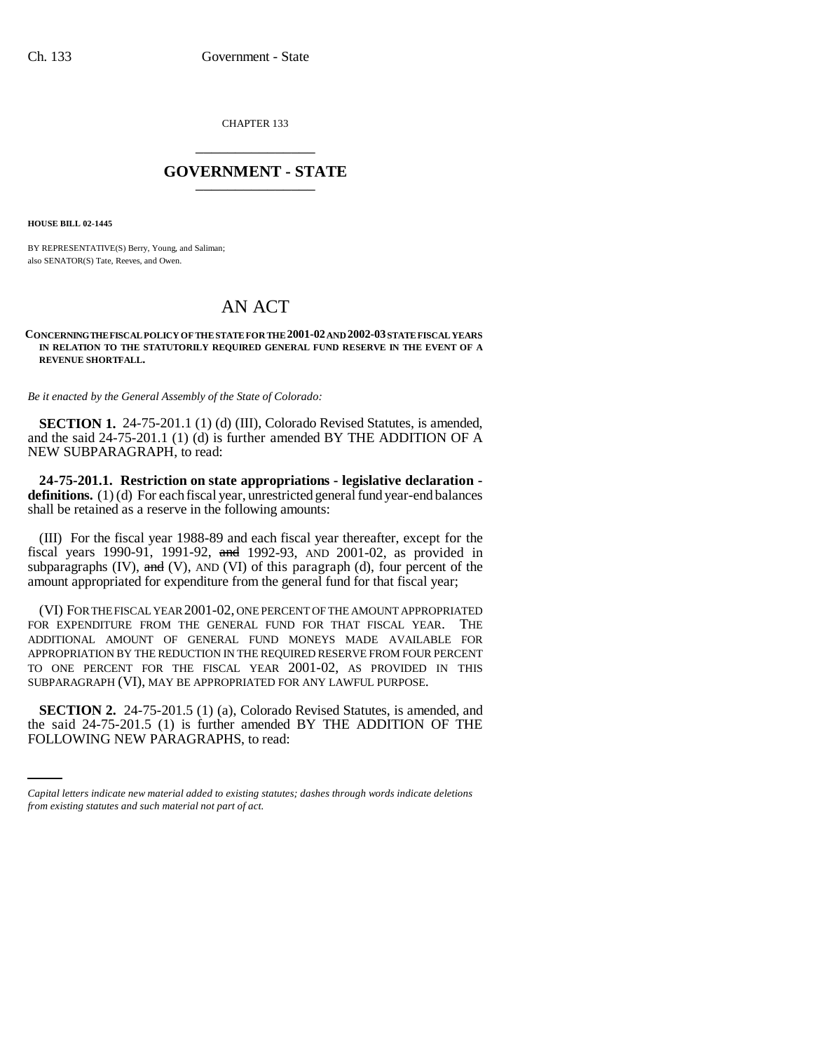CHAPTER 133

# GOVERNMENT - STATE

**HOUSE BILL 02-1445**

BY REPRESENTATIVE(S) Berry, Young, and Saliman;
also SENATOR(S) Tate, Reeves, and Owen.

# AN ACT

**CONCERNING THE FISCAL POLICY OF THE STATE FOR THE 2001-02 AND 2002-03 STATE FISCAL YEARS IN RELATION TO THE STATUTORILY REQUIRED GENERAL FUND RESERVE IN THE EVENT OF A REVENUE SHORTFALL.**

*Be it enacted by the General Assembly of the State of Colorado:*

**SECTION 1.** 24-75-201.1 (1) (d) (III), Colorado Revised Statutes, is amended, and the said 24-75-201.1 (1) (d) is further amended BY THE ADDITION OF A NEW SUBPARAGRAPH, to read:

**24-75-201.1. Restriction on state appropriations - legislative declaration - definitions.** (1) (d) For each fiscal year, unrestricted general fund year-end balances shall be retained as a reserve in the following amounts:

(III) For the fiscal year 1988-89 and each fiscal year thereafter, except for the fiscal years 1990-91, 1991-92, ~~and~~ 1992-93, AND 2001-02, as provided in subparagraphs (IV), ~~and~~ (V), AND (VI) of this paragraph (d), four percent of the amount appropriated for expenditure from the general fund for that fiscal year;

(VI) FOR THE FISCAL YEAR 2001-02, ONE PERCENT OF THE AMOUNT APPROPRIATED FOR EXPENDITURE FROM THE GENERAL FUND FOR THAT FISCAL YEAR. THE ADDITIONAL AMOUNT OF GENERAL FUND MONEYS MADE AVAILABLE FOR APPROPRIATION BY THE REDUCTION IN THE REQUIRED RESERVE FROM FOUR PERCENT TO ONE PERCENT FOR THE FISCAL YEAR 2001-02, AS PROVIDED IN THIS SUBPARAGRAPH (VI), MAY BE APPROPRIATED FOR ANY LAWFUL PURPOSE.

**SECTION 2.** 24-75-201.5 (1) (a), Colorado Revised Statutes, is amended, and the said 24-75-201.5 (1) is further amended BY THE ADDITION OF THE FOLLOWING NEW PARAGRAPHS, to read:

*Capital letters indicate new material added to existing statutes; dashes through words indicate deletions from existing statutes and such material not part of act.*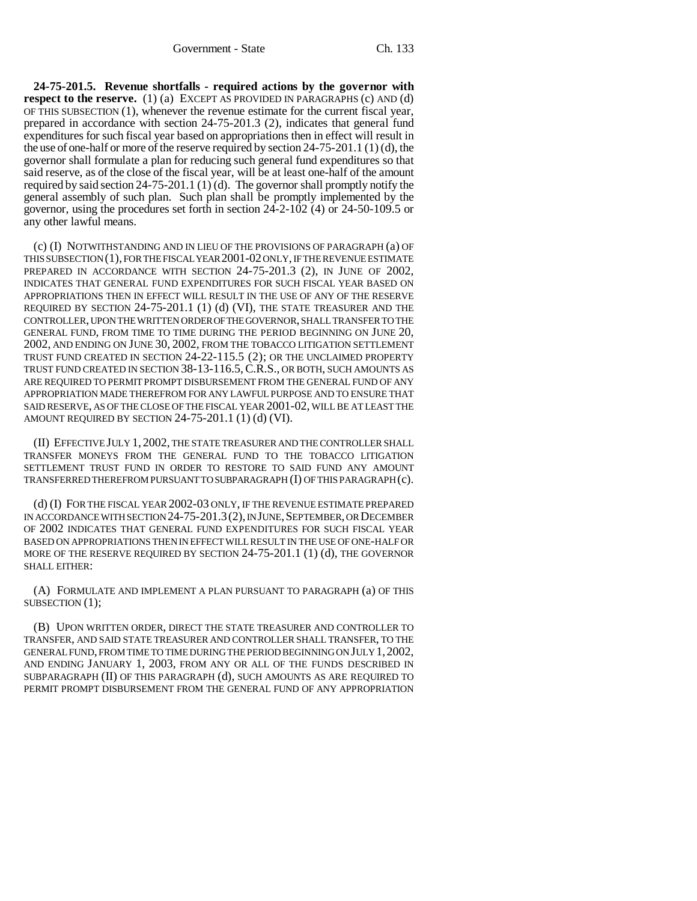**24-75-201.5. Revenue shortfalls - required actions by the governor with respect to the reserve.** (1) (a) EXCEPT AS PROVIDED IN PARAGRAPHS (c) AND (d) OF THIS SUBSECTION (1), whenever the revenue estimate for the current fiscal year, prepared in accordance with section 24-75-201.3 (2), indicates that general fund expenditures for such fiscal year based on appropriations then in effect will result in the use of one-half or more of the reserve required by section 24-75-201.1 (1) (d), the governor shall formulate a plan for reducing such general fund expenditures so that said reserve, as of the close of the fiscal year, will be at least one-half of the amount required by said section 24-75-201.1 (1) (d). The governor shall promptly notify the general assembly of such plan. Such plan shall be promptly implemented by the governor, using the procedures set forth in section 24-2-102 (4) or 24-50-109.5 or any other lawful means.

(c) (I) NOTWITHSTANDING AND IN LIEU OF THE PROVISIONS OF PARAGRAPH (a) OF THIS SUBSECTION (1), FOR THE FISCAL YEAR 2001-02 ONLY, IF THE REVENUE ESTIMATE PREPARED IN ACCORDANCE WITH SECTION 24-75-201.3 (2), IN JUNE OF 2002, INDICATES THAT GENERAL FUND EXPENDITURES FOR SUCH FISCAL YEAR BASED ON APPROPRIATIONS THEN IN EFFECT WILL RESULT IN THE USE OF ANY OF THE RESERVE REQUIRED BY SECTION 24-75-201.1 (1) (d) (VI), THE STATE TREASURER AND THE CONTROLLER, UPON THE WRITTEN ORDER OF THE GOVERNOR, SHALL TRANSFER TO THE GENERAL FUND, FROM TIME TO TIME DURING THE PERIOD BEGINNING ON JUNE 20, 2002, AND ENDING ON JUNE 30, 2002, FROM THE TOBACCO LITIGATION SETTLEMENT TRUST FUND CREATED IN SECTION 24-22-115.5 (2); OR THE UNCLAIMED PROPERTY TRUST FUND CREATED IN SECTION 38-13-116.5, C.R.S., OR BOTH, SUCH AMOUNTS AS ARE REQUIRED TO PERMIT PROMPT DISBURSEMENT FROM THE GENERAL FUND OF ANY APPROPRIATION MADE THEREFROM FOR ANY LAWFUL PURPOSE AND TO ENSURE THAT SAID RESERVE, AS OF THE CLOSE OF THE FISCAL YEAR 2001-02, WILL BE AT LEAST THE AMOUNT REQUIRED BY SECTION 24-75-201.1 (1) (d) (VI).

(II) EFFECTIVE JULY 1, 2002, THE STATE TREASURER AND THE CONTROLLER SHALL TRANSFER MONEYS FROM THE GENERAL FUND TO THE TOBACCO LITIGATION SETTLEMENT TRUST FUND IN ORDER TO RESTORE TO SAID FUND ANY AMOUNT TRANSFERRED THEREFROM PURSUANT TO SUBPARAGRAPH (I) OF THIS PARAGRAPH (c).

(d) (I) FOR THE FISCAL YEAR 2002-03 ONLY, IF THE REVENUE ESTIMATE PREPARED IN ACCORDANCE WITH SECTION 24-75-201.3 (2), IN JUNE, SEPTEMBER, OR DECEMBER OF 2002 INDICATES THAT GENERAL FUND EXPENDITURES FOR SUCH FISCAL YEAR BASED ON APPROPRIATIONS THEN IN EFFECT WILL RESULT IN THE USE OF ONE-HALF OR MORE OF THE RESERVE REQUIRED BY SECTION 24-75-201.1 (1) (d), THE GOVERNOR SHALL EITHER:

(A) FORMULATE AND IMPLEMENT A PLAN PURSUANT TO PARAGRAPH (a) OF THIS SUBSECTION (1);

(B) UPON WRITTEN ORDER, DIRECT THE STATE TREASURER AND CONTROLLER TO TRANSFER, AND SAID STATE TREASURER AND CONTROLLER SHALL TRANSFER, TO THE GENERAL FUND, FROM TIME TO TIME DURING THE PERIOD BEGINNING ON JULY 1, 2002, AND ENDING JANUARY 1, 2003, FROM ANY OR ALL OF THE FUNDS DESCRIBED IN SUBPARAGRAPH (II) OF THIS PARAGRAPH (d), SUCH AMOUNTS AS ARE REQUIRED TO PERMIT PROMPT DISBURSEMENT FROM THE GENERAL FUND OF ANY APPROPRIATION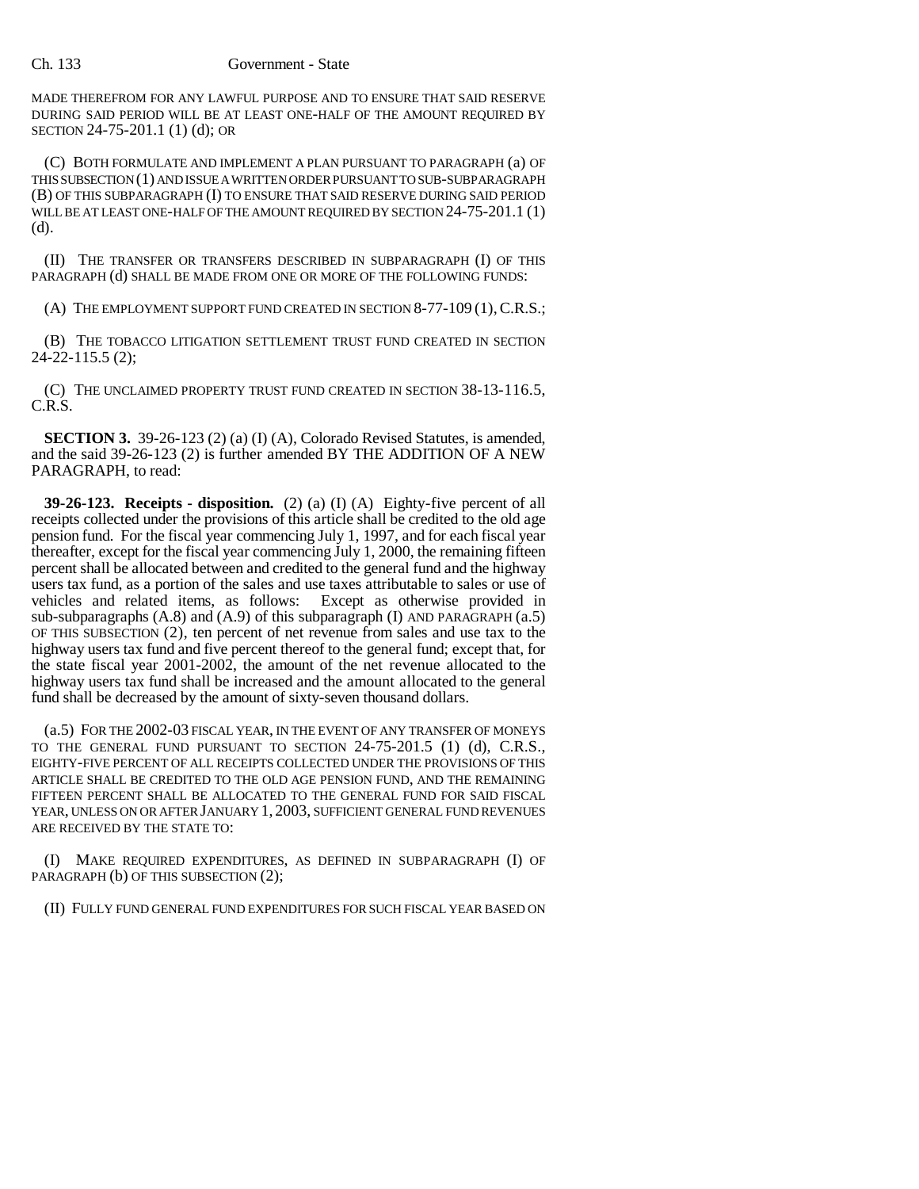MADE THEREFROM FOR ANY LAWFUL PURPOSE AND TO ENSURE THAT SAID RESERVE DURING SAID PERIOD WILL BE AT LEAST ONE-HALF OF THE AMOUNT REQUIRED BY SECTION 24-75-201.1 (1) (d); OR

(C) BOTH FORMULATE AND IMPLEMENT A PLAN PURSUANT TO PARAGRAPH (a) OF THIS SUBSECTION (1) AND ISSUE A WRITTEN ORDER PURSUANT TO SUB-SUBPARAGRAPH (B) OF THIS SUBPARAGRAPH (I) TO ENSURE THAT SAID RESERVE DURING SAID PERIOD WILL BE AT LEAST ONE-HALF OF THE AMOUNT REQUIRED BY SECTION 24-75-201.1 (1) (d).

(II) THE TRANSFER OR TRANSFERS DESCRIBED IN SUBPARAGRAPH (I) OF THIS PARAGRAPH (d) SHALL BE MADE FROM ONE OR MORE OF THE FOLLOWING FUNDS:

(A) THE EMPLOYMENT SUPPORT FUND CREATED IN SECTION 8-77-109 (1), C.R.S.;

(B) THE TOBACCO LITIGATION SETTLEMENT TRUST FUND CREATED IN SECTION 24-22-115.5 (2);

(C) THE UNCLAIMED PROPERTY TRUST FUND CREATED IN SECTION 38-13-116.5, C.R.S.

**SECTION 3.** 39-26-123 (2) (a) (I) (A), Colorado Revised Statutes, is amended, and the said 39-26-123 (2) is further amended BY THE ADDITION OF A NEW PARAGRAPH, to read:

**39-26-123. Receipts - disposition.** (2) (a) (I) (A) Eighty-five percent of all receipts collected under the provisions of this article shall be credited to the old age pension fund. For the fiscal year commencing July 1, 1997, and for each fiscal year thereafter, except for the fiscal year commencing July 1, 2000, the remaining fifteen percent shall be allocated between and credited to the general fund and the highway users tax fund, as a portion of the sales and use taxes attributable to sales or use of vehicles and related items, as follows: Except as otherwise provided in sub-subparagraphs (A.8) and (A.9) of this subparagraph (I) AND PARAGRAPH (a.5) OF THIS SUBSECTION (2), ten percent of net revenue from sales and use tax to the highway users tax fund and five percent thereof to the general fund; except that, for the state fiscal year 2001-2002, the amount of the net revenue allocated to the highway users tax fund shall be increased and the amount allocated to the general fund shall be decreased by the amount of sixty-seven thousand dollars.

(a.5) FOR THE 2002-03 FISCAL YEAR, IN THE EVENT OF ANY TRANSFER OF MONEYS TO THE GENERAL FUND PURSUANT TO SECTION 24-75-201.5 (1) (d), C.R.S., EIGHTY-FIVE PERCENT OF ALL RECEIPTS COLLECTED UNDER THE PROVISIONS OF THIS ARTICLE SHALL BE CREDITED TO THE OLD AGE PENSION FUND, AND THE REMAINING FIFTEEN PERCENT SHALL BE ALLOCATED TO THE GENERAL FUND FOR SAID FISCAL YEAR, UNLESS ON OR AFTER JANUARY 1, 2003, SUFFICIENT GENERAL FUND REVENUES ARE RECEIVED BY THE STATE TO:

(I) MAKE REQUIRED EXPENDITURES, AS DEFINED IN SUBPARAGRAPH (I) OF PARAGRAPH (b) OF THIS SUBSECTION (2);

(II) FULLY FUND GENERAL FUND EXPENDITURES FOR SUCH FISCAL YEAR BASED ON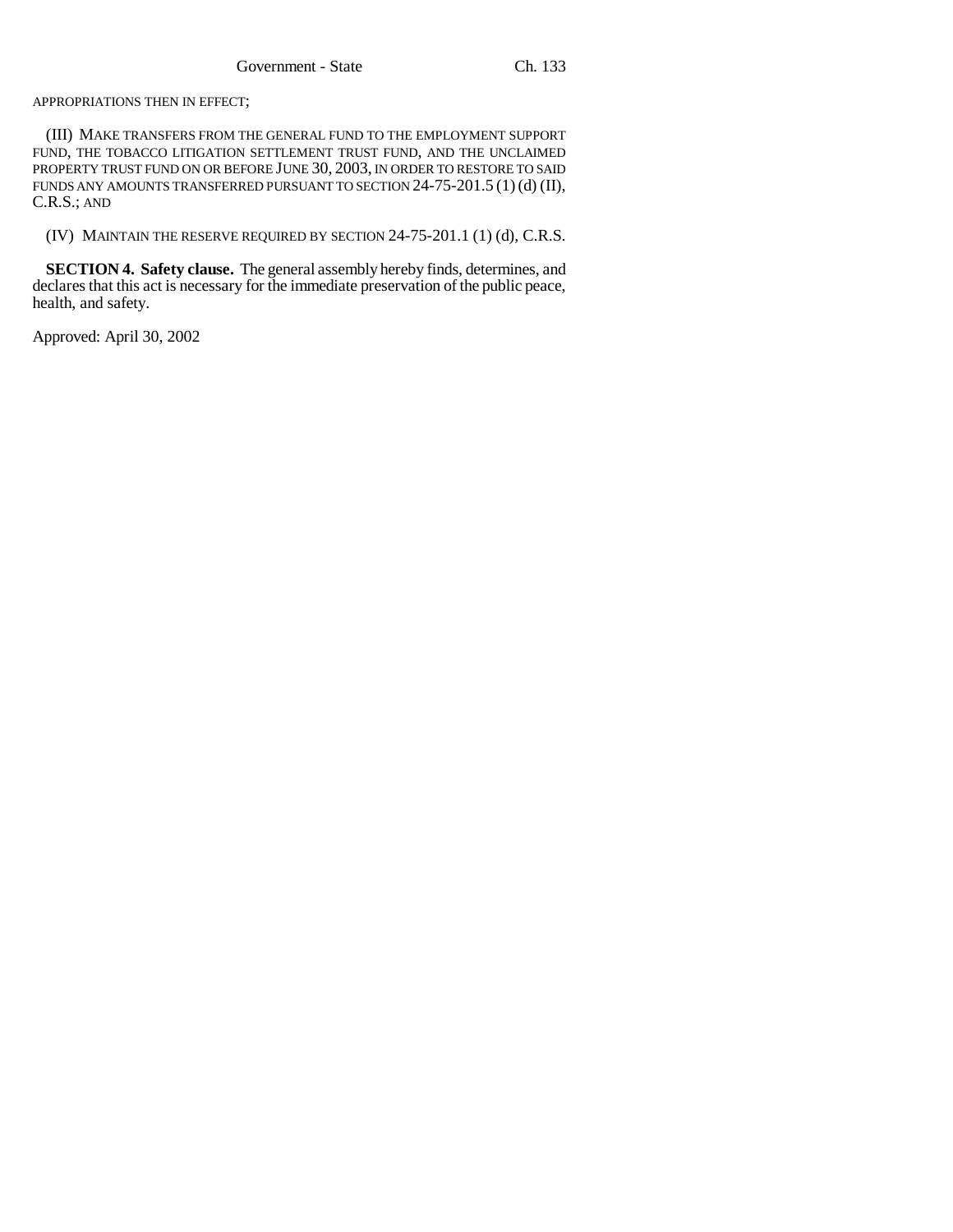APPROPRIATIONS THEN IN EFFECT;

(III) MAKE TRANSFERS FROM THE GENERAL FUND TO THE EMPLOYMENT SUPPORT FUND, THE TOBACCO LITIGATION SETTLEMENT TRUST FUND, AND THE UNCLAIMED PROPERTY TRUST FUND ON OR BEFORE JUNE 30, 2003, IN ORDER TO RESTORE TO SAID FUNDS ANY AMOUNTS TRANSFERRED PURSUANT TO SECTION 24-75-201.5 (1) (d) (II), C.R.S.; AND

(IV) MAINTAIN THE RESERVE REQUIRED BY SECTION 24-75-201.1 (1) (d), C.R.S.

**SECTION 4. Safety clause.** The general assembly hereby finds, determines, and declares that this act is necessary for the immediate preservation of the public peace, health, and safety.

Approved: April 30, 2002